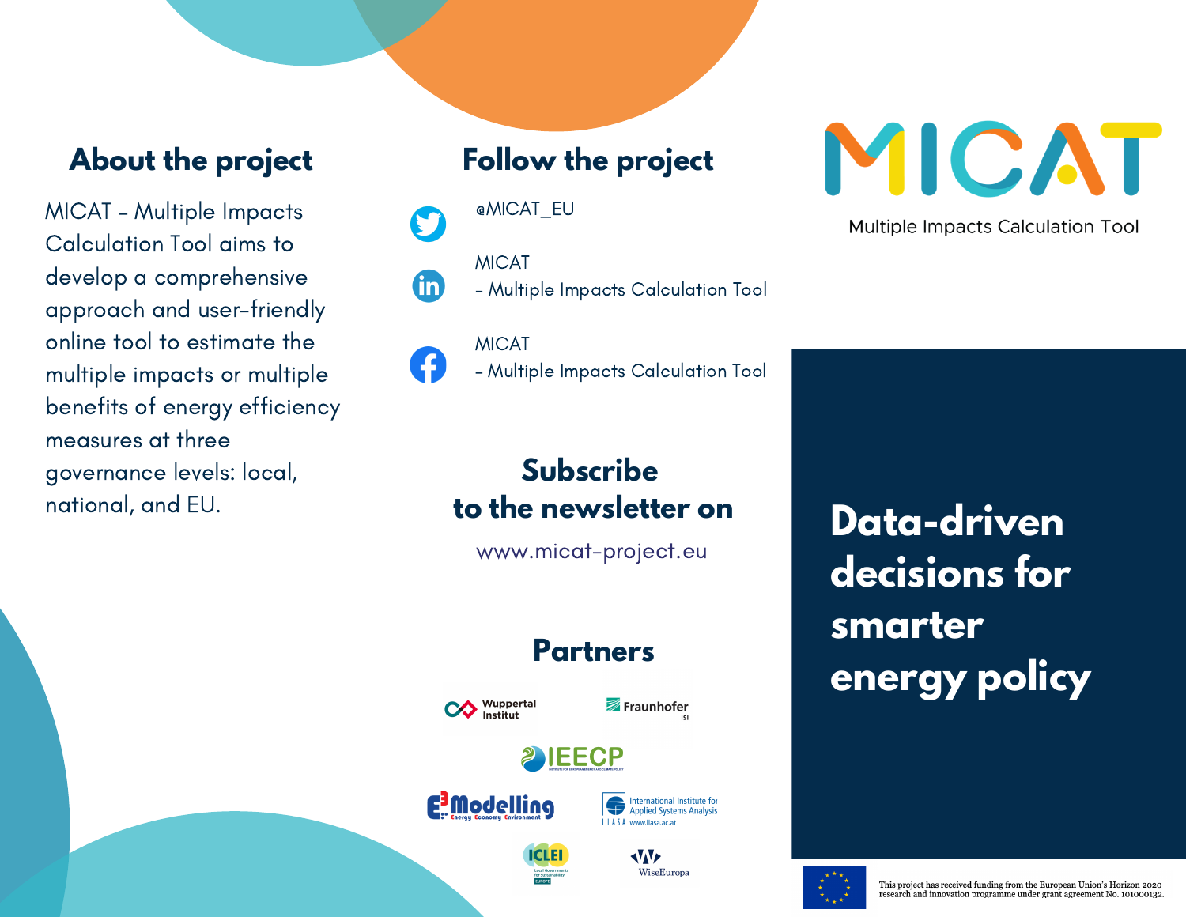## About the project

MICAT – Multiple Impacts Calculation Tool aims to develop a comprehensive approach and user-friendly online tool to estimate the multiple impacts or multiple benefits of energy efficiency measures at three governance levels: local, national, and EU.

## Follow the project

@MICAT_EU

MICAT – Multiple Impacts Calculation Tool

MICAT – Multiple Impacts Calculation Tool

## Subscribe to the newsletter on

www.micat-project.eu

## Partners

Wuppertal Institut

Fraunhofer ISI

IEECP

E3Modelling

International Institute for Applied Systems Analysis – IIASA – www.iiasa.ac.at

ICLEI Local Governments for Sustainability Europe

WiseEuropa

# MICAT

Multiple Impacts Calculation Tool

# Data-driven decisions for smarter energy policy

This project has received funding from the European Union's Horizon 2020 research and innovation programme under grant agreement No. 101000132.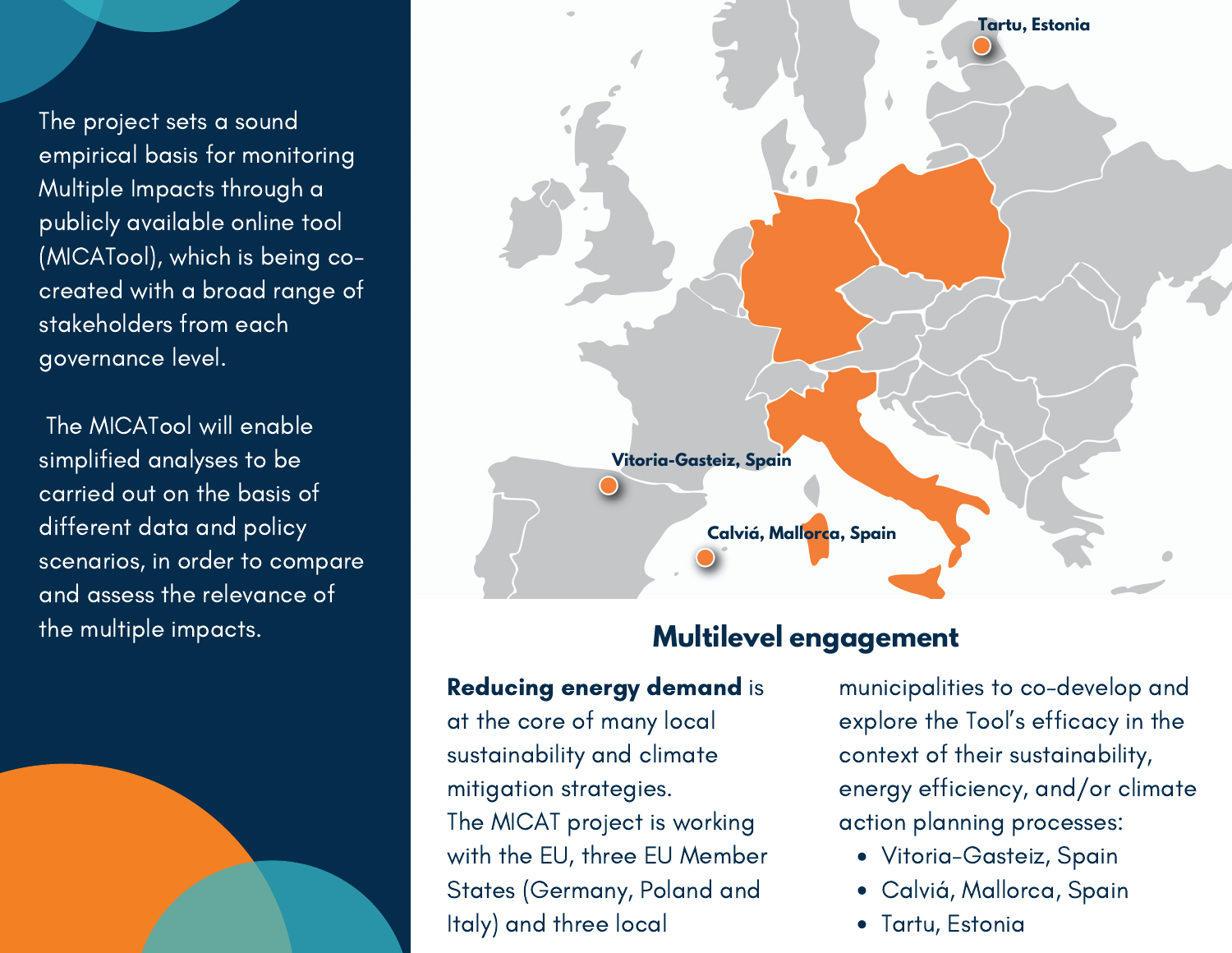The project sets a sound empirical basis for monitoring Multiple Impacts through a publicly available online tool (MICATool), which is being co-created with a broad range of stakeholders from each governance level.

The MICATool will enable simplified analyses to be carried out on the basis of different data and policy scenarios, in order to compare and assess the relevance of the multiple impacts.

Tartu, Estonia

Vitoria-Gasteiz, Spain

Calviá, Mallorca, Spain

## Multilevel engagement

**Reducing energy demand** is at the core of many local sustainability and climate mitigation strategies.
The MICAT project is working with the EU, three EU Member States (Germany, Poland and Italy) and three local municipalities to co-develop and explore the Tool's efficacy in the context of their sustainability, energy efficiency, and/or climate action planning processes:

- Vitoria-Gasteiz, Spain
- Calviá, Mallorca, Spain
- Tartu, Estonia